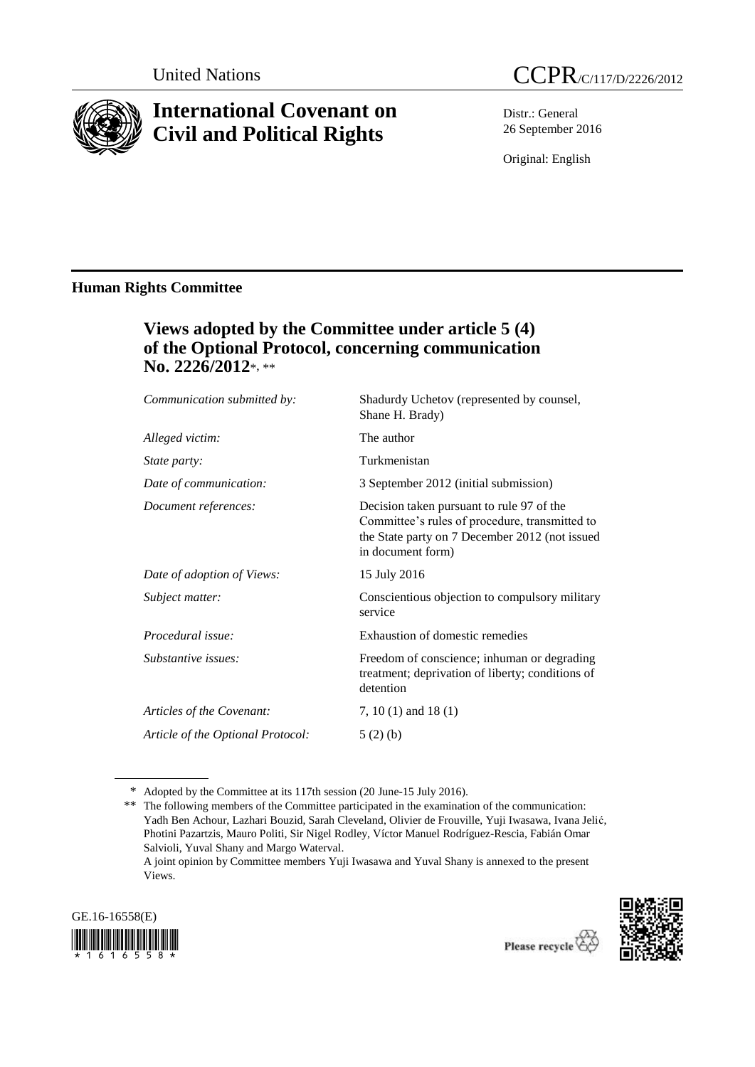United Nations

CCPR/C/117/D/2226/2012

# International Covenant on Civil and Political Rights

Distr.: General
26 September 2016

Original: English

## Human Rights Committee

### Views adopted by the Committee under article 5 (4) of the Optional Protocol, concerning communication No. 2226/2012*, **

| | |
|---|---|
| *Communication submitted by:* | Shadurdy Uchetov (represented by counsel, Shane H. Brady) |
| *Alleged victim:* | The author |
| *State party:* | Turkmenistan |
| *Date of communication:* | 3 September 2012 (initial submission) |
| *Document references:* | Decision taken pursuant to rule 97 of the Committee's rules of procedure, transmitted to the State party on 7 December 2012 (not issued in document form) |
| *Date of adoption of Views:* | 15 July 2016 |
| *Subject matter:* | Conscientious objection to compulsory military service |
| *Procedural issue:* | Exhaustion of domestic remedies |
| *Substantive issues:* | Freedom of conscience; inhuman or degrading treatment; deprivation of liberty; conditions of detention |
| *Articles of the Covenant:* | 7, 10 (1) and 18 (1) |
| *Article of the Optional Protocol:* | 5 (2) (b) |

\* Adopted by the Committee at its 117th session (20 June-15 July 2016).

\*\* The following members of the Committee participated in the examination of the communication: Yadh Ben Achour, Lazhari Bouzid, Sarah Cleveland, Olivier de Frouville, Yuji Iwasawa, Ivana Jelić, Photini Pazartzis, Mauro Politi, Sir Nigel Rodley, Víctor Manuel Rodríguez-Rescia, Fabián Omar Salvioli, Yuval Shany and Margo Waterval.
A joint opinion by Committee members Yuji Iwasawa and Yuval Shany is annexed to the present Views.

GE.16-16558(E)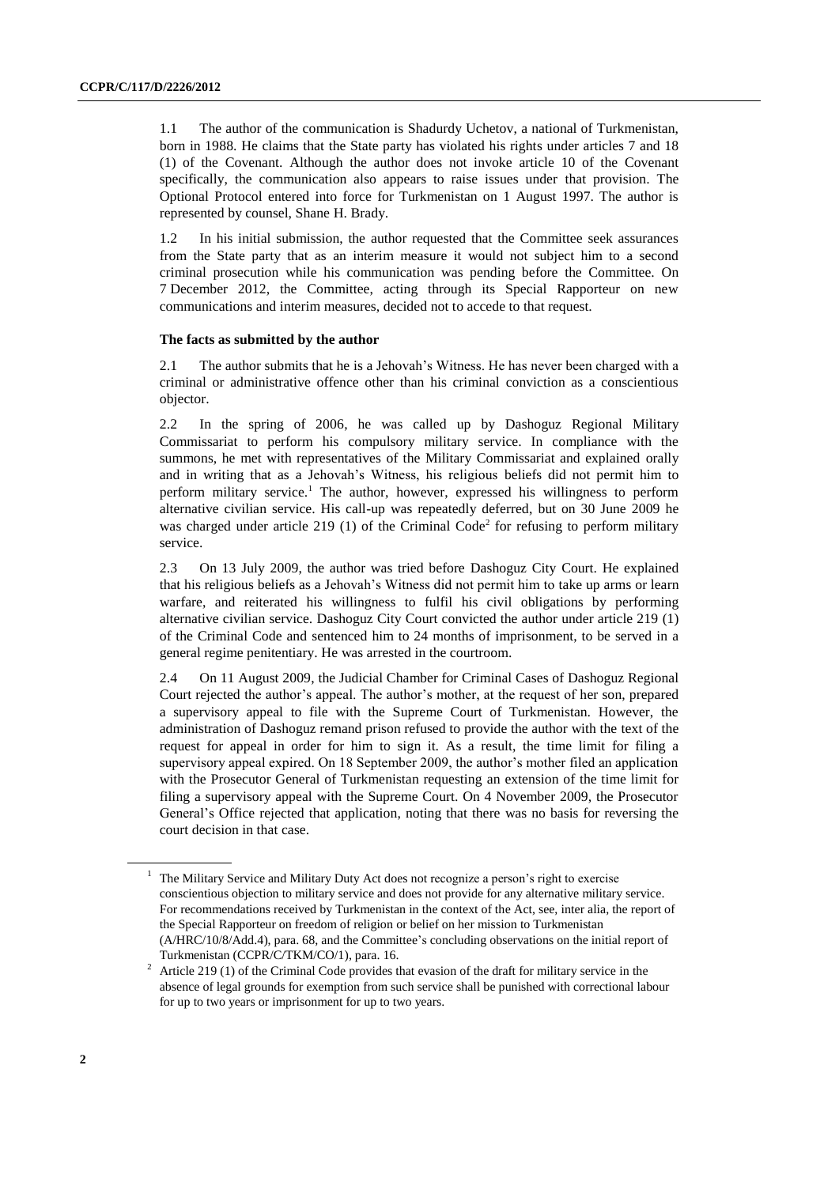1.1 The author of the communication is Shadurdy Uchetov, a national of Turkmenistan, born in 1988. He claims that the State party has violated his rights under articles 7 and 18 (1) of the Covenant. Although the author does not invoke article 10 of the Covenant specifically, the communication also appears to raise issues under that provision. The Optional Protocol entered into force for Turkmenistan on 1 August 1997. The author is represented by counsel, Shane H. Brady.

1.2 In his initial submission, the author requested that the Committee seek assurances from the State party that as an interim measure it would not subject him to a second criminal prosecution while his communication was pending before the Committee. On 7 December 2012, the Committee, acting through its Special Rapporteur on new communications and interim measures, decided not to accede to that request.

**The facts as submitted by the author**

2.1 The author submits that he is a Jehovah's Witness. He has never been charged with a criminal or administrative offence other than his criminal conviction as a conscientious objector.

2.2 In the spring of 2006, he was called up by Dashoguz Regional Military Commissariat to perform his compulsory military service. In compliance with the summons, he met with representatives of the Military Commissariat and explained orally and in writing that as a Jehovah's Witness, his religious beliefs did not permit him to perform military service.[1] The author, however, expressed his willingness to perform alternative civilian service. His call-up was repeatedly deferred, but on 30 June 2009 he was charged under article 219 (1) of the Criminal Code[2] for refusing to perform military service.

2.3 On 13 July 2009, the author was tried before Dashoguz City Court. He explained that his religious beliefs as a Jehovah's Witness did not permit him to take up arms or learn warfare, and reiterated his willingness to fulfil his civil obligations by performing alternative civilian service. Dashoguz City Court convicted the author under article 219 (1) of the Criminal Code and sentenced him to 24 months of imprisonment, to be served in a general regime penitentiary. He was arrested in the courtroom.

2.4 On 11 August 2009, the Judicial Chamber for Criminal Cases of Dashoguz Regional Court rejected the author's appeal. The author's mother, at the request of her son, prepared a supervisory appeal to file with the Supreme Court of Turkmenistan. However, the administration of Dashoguz remand prison refused to provide the author with the text of the request for appeal in order for him to sign it. As a result, the time limit for filing a supervisory appeal expired. On 18 September 2009, the author's mother filed an application with the Prosecutor General of Turkmenistan requesting an extension of the time limit for filing a supervisory appeal with the Supreme Court. On 4 November 2009, the Prosecutor General's Office rejected that application, noting that there was no basis for reversing the court decision in that case.

---

[1] The Military Service and Military Duty Act does not recognize a person's right to exercise conscientious objection to military service and does not provide for any alternative military service. For recommendations received by Turkmenistan in the context of the Act, see, inter alia, the report of the Special Rapporteur on freedom of religion or belief on her mission to Turkmenistan (A/HRC/10/8/Add.4), para. 68, and the Committee's concluding observations on the initial report of Turkmenistan (CCPR/C/TKM/CO/1), para. 16.

[2] Article 219 (1) of the Criminal Code provides that evasion of the draft for military service in the absence of legal grounds for exemption from such service shall be punished with correctional labour for up to two years or imprisonment for up to two years.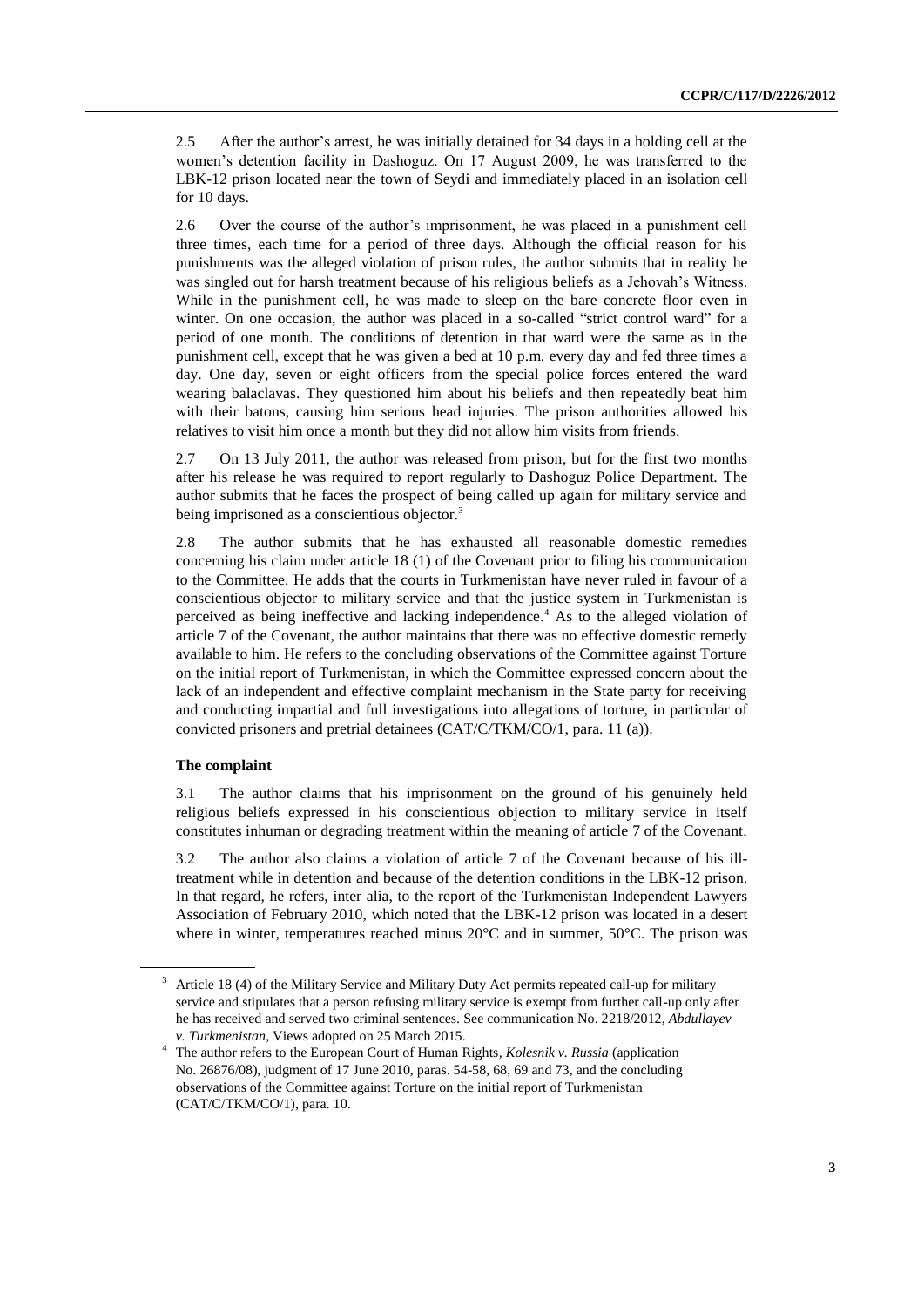2.5 After the author's arrest, he was initially detained for 34 days in a holding cell at the women's detention facility in Dashoguz. On 17 August 2009, he was transferred to the LBK-12 prison located near the town of Seydi and immediately placed in an isolation cell for 10 days.

2.6 Over the course of the author's imprisonment, he was placed in a punishment cell three times, each time for a period of three days. Although the official reason for his punishments was the alleged violation of prison rules, the author submits that in reality he was singled out for harsh treatment because of his religious beliefs as a Jehovah's Witness. While in the punishment cell, he was made to sleep on the bare concrete floor even in winter. On one occasion, the author was placed in a so-called "strict control ward" for a period of one month. The conditions of detention in that ward were the same as in the punishment cell, except that he was given a bed at 10 p.m. every day and fed three times a day. One day, seven or eight officers from the special police forces entered the ward wearing balaclavas. They questioned him about his beliefs and then repeatedly beat him with their batons, causing him serious head injuries. The prison authorities allowed his relatives to visit him once a month but they did not allow him visits from friends.

2.7 On 13 July 2011, the author was released from prison, but for the first two months after his release he was required to report regularly to Dashoguz Police Department. The author submits that he faces the prospect of being called up again for military service and being imprisoned as a conscientious objector.[3]

2.8 The author submits that he has exhausted all reasonable domestic remedies concerning his claim under article 18 (1) of the Covenant prior to filing his communication to the Committee. He adds that the courts in Turkmenistan have never ruled in favour of a conscientious objector to military service and that the justice system in Turkmenistan is perceived as being ineffective and lacking independence.[4] As to the alleged violation of article 7 of the Covenant, the author maintains that there was no effective domestic remedy available to him. He refers to the concluding observations of the Committee against Torture on the initial report of Turkmenistan, in which the Committee expressed concern about the lack of an independent and effective complaint mechanism in the State party for receiving and conducting impartial and full investigations into allegations of torture, in particular of convicted prisoners and pretrial detainees (CAT/C/TKM/CO/1, para. 11 (a)).

### The complaint

3.1 The author claims that his imprisonment on the ground of his genuinely held religious beliefs expressed in his conscientious objection to military service in itself constitutes inhuman or degrading treatment within the meaning of article 7 of the Covenant.

3.2 The author also claims a violation of article 7 of the Covenant because of his ill-treatment while in detention and because of the detention conditions in the LBK-12 prison. In that regard, he refers, inter alia, to the report of the Turkmenistan Independent Lawyers Association of February 2010, which noted that the LBK-12 prison was located in a desert where in winter, temperatures reached minus 20°C and in summer, 50°C. The prison was

---

[3] Article 18 (4) of the Military Service and Military Duty Act permits repeated call-up for military service and stipulates that a person refusing military service is exempt from further call-up only after he has received and served two criminal sentences. See communication No. 2218/2012, *Abdullayev v. Turkmenistan*, Views adopted on 25 March 2015.

[4] The author refers to the European Court of Human Rights, *Kolesnik v. Russia* (application No. 26876/08), judgment of 17 June 2010, paras. 54-58, 68, 69 and 73, and the concluding observations of the Committee against Torture on the initial report of Turkmenistan (CAT/C/TKM/CO/1), para. 10.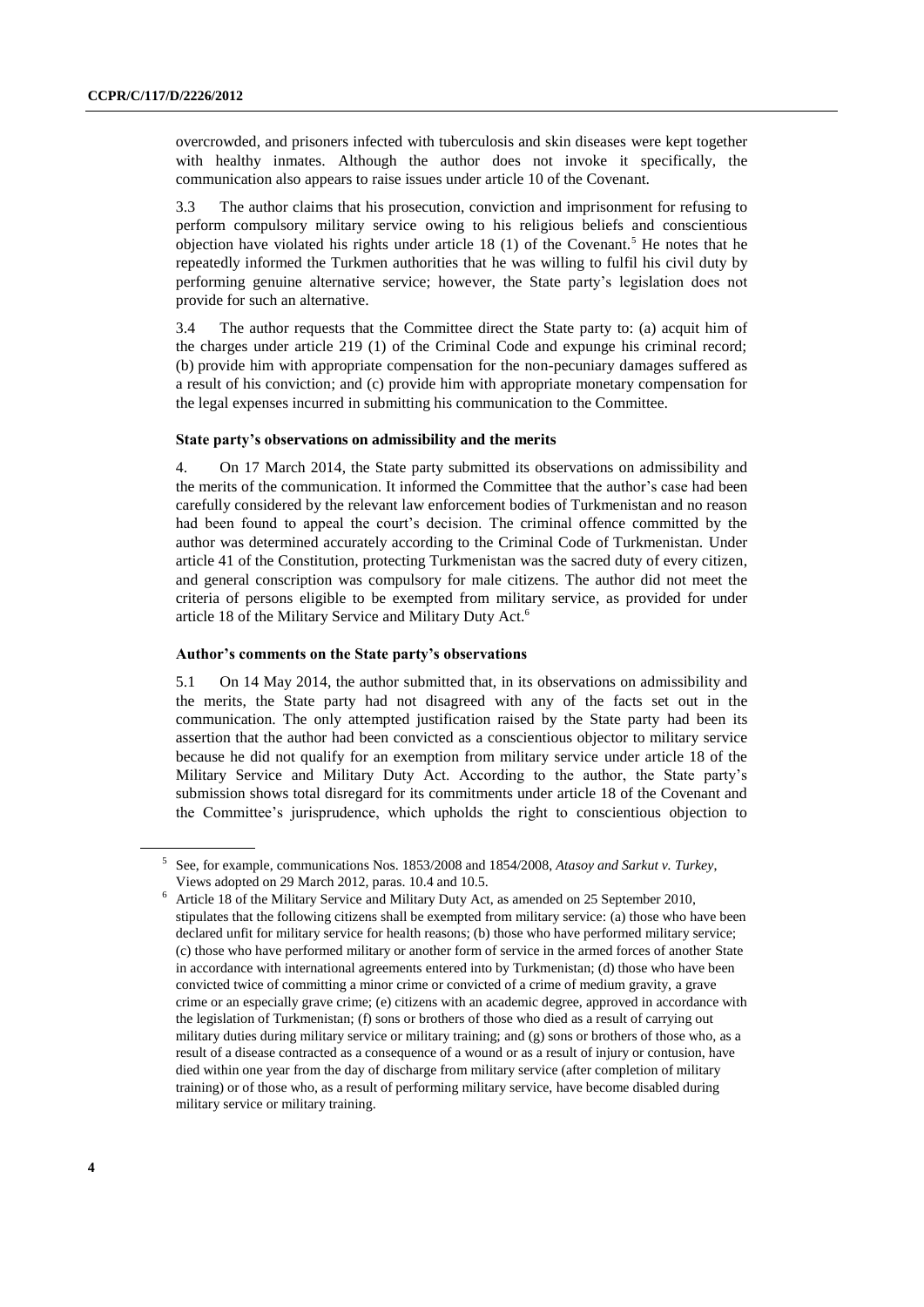overcrowded, and prisoners infected with tuberculosis and skin diseases were kept together with healthy inmates. Although the author does not invoke it specifically, the communication also appears to raise issues under article 10 of the Covenant.

3.3 The author claims that his prosecution, conviction and imprisonment for refusing to perform compulsory military service owing to his religious beliefs and conscientious objection have violated his rights under article 18 (1) of the Covenant.[5] He notes that he repeatedly informed the Turkmen authorities that he was willing to fulfil his civil duty by performing genuine alternative service; however, the State party's legislation does not provide for such an alternative.

3.4 The author requests that the Committee direct the State party to: (a) acquit him of the charges under article 219 (1) of the Criminal Code and expunge his criminal record; (b) provide him with appropriate compensation for the non-pecuniary damages suffered as a result of his conviction; and (c) provide him with appropriate monetary compensation for the legal expenses incurred in submitting his communication to the Committee.

### State party's observations on admissibility and the merits

4. On 17 March 2014, the State party submitted its observations on admissibility and the merits of the communication. It informed the Committee that the author's case had been carefully considered by the relevant law enforcement bodies of Turkmenistan and no reason had been found to appeal the court's decision. The criminal offence committed by the author was determined accurately according to the Criminal Code of Turkmenistan. Under article 41 of the Constitution, protecting Turkmenistan was the sacred duty of every citizen, and general conscription was compulsory for male citizens. The author did not meet the criteria of persons eligible to be exempted from military service, as provided for under article 18 of the Military Service and Military Duty Act.[6]

### Author's comments on the State party's observations

5.1 On 14 May 2014, the author submitted that, in its observations on admissibility and the merits, the State party had not disagreed with any of the facts set out in the communication. The only attempted justification raised by the State party had been its assertion that the author had been convicted as a conscientious objector to military service because he did not qualify for an exemption from military service under article 18 of the Military Service and Military Duty Act. According to the author, the State party's submission shows total disregard for its commitments under article 18 of the Covenant and the Committee's jurisprudence, which upholds the right to conscientious objection to

---

[5] See, for example, communications Nos. 1853/2008 and 1854/2008, *Atasoy and Sarkut v. Turkey*, Views adopted on 29 March 2012, paras. 10.4 and 10.5.

[6] Article 18 of the Military Service and Military Duty Act, as amended on 25 September 2010, stipulates that the following citizens shall be exempted from military service: (a) those who have been declared unfit for military service for health reasons; (b) those who have performed military service; (c) those who have performed military or another form of service in the armed forces of another State in accordance with international agreements entered into by Turkmenistan; (d) those who have been convicted twice of committing a minor crime or convicted of a crime of medium gravity, a grave crime or an especially grave crime; (e) citizens with an academic degree, approved in accordance with the legislation of Turkmenistan; (f) sons or brothers of those who died as a result of carrying out military duties during military service or military training; and (g) sons or brothers of those who, as a result of a disease contracted as a consequence of a wound or as a result of injury or contusion, have died within one year from the day of discharge from military service (after completion of military training) or of those who, as a result of performing military service, have become disabled during military service or military training.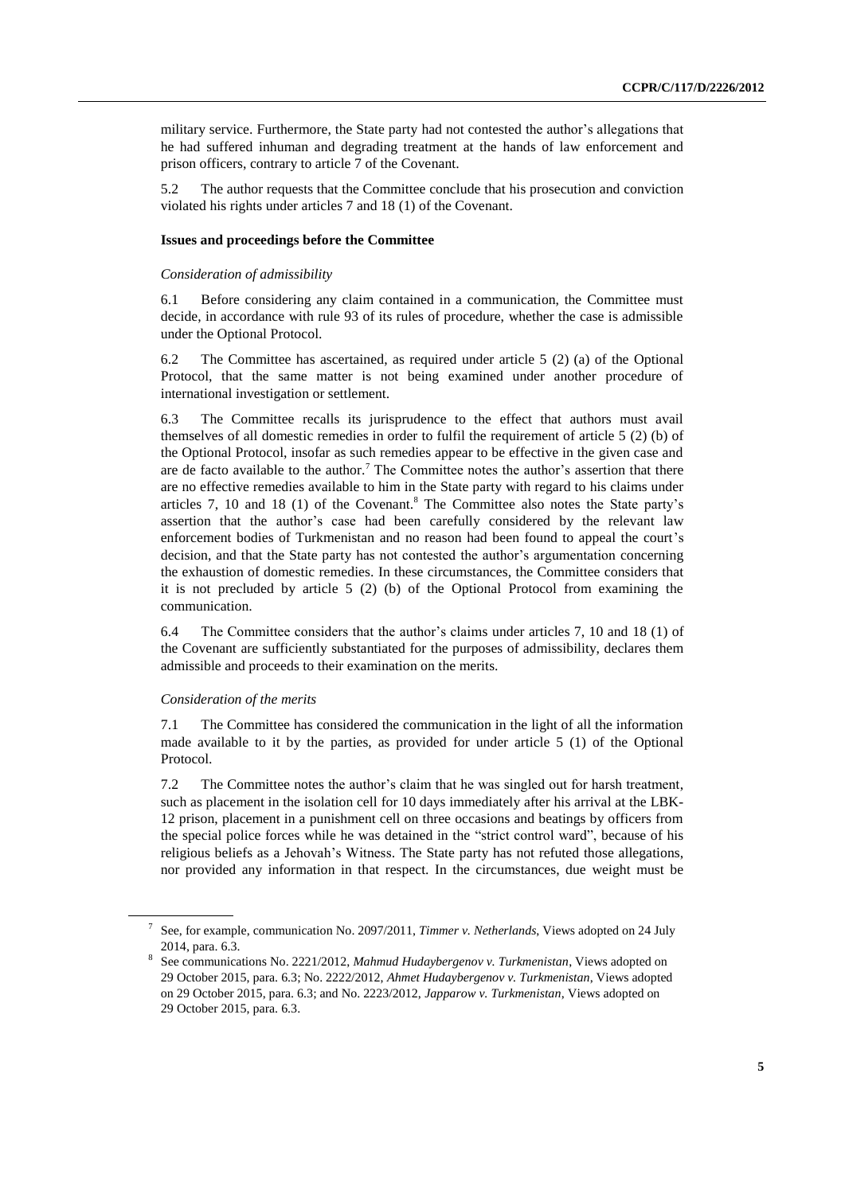military service. Furthermore, the State party had not contested the author's allegations that he had suffered inhuman and degrading treatment at the hands of law enforcement and prison officers, contrary to article 7 of the Covenant.

5.2 The author requests that the Committee conclude that his prosecution and conviction violated his rights under articles 7 and 18 (1) of the Covenant.

### Issues and proceedings before the Committee

#### *Consideration of admissibility*

6.1 Before considering any claim contained in a communication, the Committee must decide, in accordance with rule 93 of its rules of procedure, whether the case is admissible under the Optional Protocol.

6.2 The Committee has ascertained, as required under article 5 (2) (a) of the Optional Protocol, that the same matter is not being examined under another procedure of international investigation or settlement.

6.3 The Committee recalls its jurisprudence to the effect that authors must avail themselves of all domestic remedies in order to fulfil the requirement of article 5 (2) (b) of the Optional Protocol, insofar as such remedies appear to be effective in the given case and are de facto available to the author.[7] The Committee notes the author's assertion that there are no effective remedies available to him in the State party with regard to his claims under articles 7, 10 and 18 (1) of the Covenant.[8] The Committee also notes the State party's assertion that the author's case had been carefully considered by the relevant law enforcement bodies of Turkmenistan and no reason had been found to appeal the court's decision, and that the State party has not contested the author's argumentation concerning the exhaustion of domestic remedies. In these circumstances, the Committee considers that it is not precluded by article 5 (2) (b) of the Optional Protocol from examining the communication.

6.4 The Committee considers that the author's claims under articles 7, 10 and 18 (1) of the Covenant are sufficiently substantiated for the purposes of admissibility, declares them admissible and proceeds to their examination on the merits.

#### *Consideration of the merits*

7.1 The Committee has considered the communication in the light of all the information made available to it by the parties, as provided for under article 5 (1) of the Optional Protocol.

7.2 The Committee notes the author's claim that he was singled out for harsh treatment, such as placement in the isolation cell for 10 days immediately after his arrival at the LBK-12 prison, placement in a punishment cell on three occasions and beatings by officers from the special police forces while he was detained in the "strict control ward", because of his religious beliefs as a Jehovah's Witness. The State party has not refuted those allegations, nor provided any information in that respect. In the circumstances, due weight must be

---

[7] See, for example, communication No. 2097/2011, *Timmer v. Netherlands*, Views adopted on 24 July 2014, para. 6.3.

[8] See communications No. 2221/2012, *Mahmud Hudaybergenov v. Turkmenistan*, Views adopted on 29 October 2015, para. 6.3; No. 2222/2012, *Ahmet Hudaybergenov v. Turkmenistan*, Views adopted on 29 October 2015, para. 6.3; and No. 2223/2012, *Japparow v. Turkmenistan*, Views adopted on 29 October 2015, para. 6.3.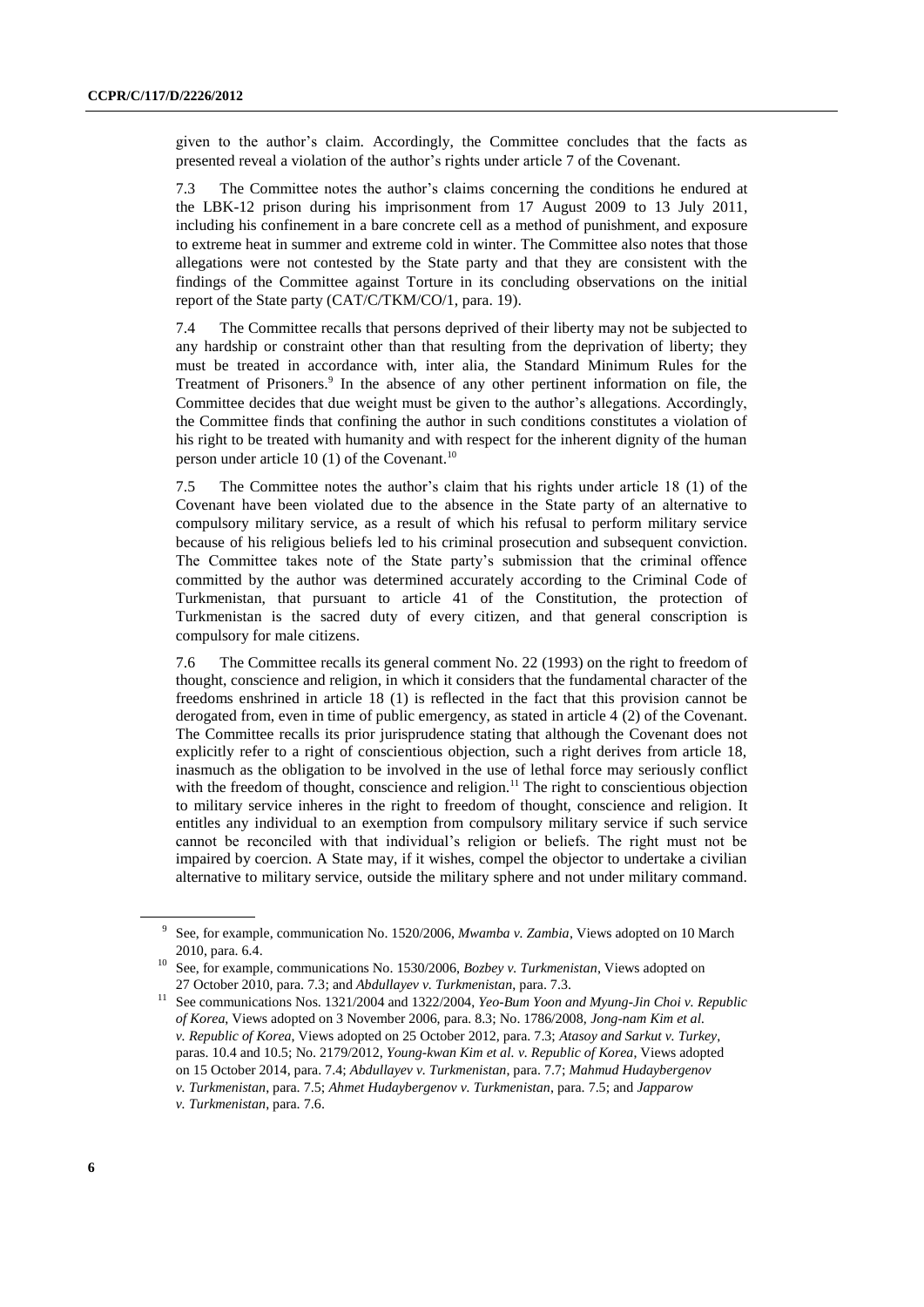given to the author's claim. Accordingly, the Committee concludes that the facts as presented reveal a violation of the author's rights under article 7 of the Covenant.

7.3 The Committee notes the author's claims concerning the conditions he endured at the LBK-12 prison during his imprisonment from 17 August 2009 to 13 July 2011, including his confinement in a bare concrete cell as a method of punishment, and exposure to extreme heat in summer and extreme cold in winter. The Committee also notes that those allegations were not contested by the State party and that they are consistent with the findings of the Committee against Torture in its concluding observations on the initial report of the State party (CAT/C/TKM/CO/1, para. 19).

7.4 The Committee recalls that persons deprived of their liberty may not be subjected to any hardship or constraint other than that resulting from the deprivation of liberty; they must be treated in accordance with, inter alia, the Standard Minimum Rules for the Treatment of Prisoners.[9] In the absence of any other pertinent information on file, the Committee decides that due weight must be given to the author's allegations. Accordingly, the Committee finds that confining the author in such conditions constitutes a violation of his right to be treated with humanity and with respect for the inherent dignity of the human person under article 10 (1) of the Covenant.[10]

7.5 The Committee notes the author's claim that his rights under article 18 (1) of the Covenant have been violated due to the absence in the State party of an alternative to compulsory military service, as a result of which his refusal to perform military service because of his religious beliefs led to his criminal prosecution and subsequent conviction. The Committee takes note of the State party's submission that the criminal offence committed by the author was determined accurately according to the Criminal Code of Turkmenistan, that pursuant to article 41 of the Constitution, the protection of Turkmenistan is the sacred duty of every citizen, and that general conscription is compulsory for male citizens.

7.6 The Committee recalls its general comment No. 22 (1993) on the right to freedom of thought, conscience and religion, in which it considers that the fundamental character of the freedoms enshrined in article 18 (1) is reflected in the fact that this provision cannot be derogated from, even in time of public emergency, as stated in article 4 (2) of the Covenant. The Committee recalls its prior jurisprudence stating that although the Covenant does not explicitly refer to a right of conscientious objection, such a right derives from article 18, inasmuch as the obligation to be involved in the use of lethal force may seriously conflict with the freedom of thought, conscience and religion.[11] The right to conscientious objection to military service inheres in the right to freedom of thought, conscience and religion. It entitles any individual to an exemption from compulsory military service if such service cannot be reconciled with that individual's religion or beliefs. The right must not be impaired by coercion. A State may, if it wishes, compel the objector to undertake a civilian alternative to military service, outside the military sphere and not under military command.

---

[9] See, for example, communication No. 1520/2006, *Mwamba v. Zambia*, Views adopted on 10 March 2010, para. 6.4.

[10] See, for example, communications No. 1530/2006, *Bozbey v. Turkmenistan*, Views adopted on 27 October 2010, para. 7.3; and *Abdullayev v. Turkmenistan*, para. 7.3.

[11] See communications Nos. 1321/2004 and 1322/2004, *Yeo-Bum Yoon and Myung-Jin Choi v. Republic of Korea*, Views adopted on 3 November 2006, para. 8.3; No. 1786/2008, *Jong-nam Kim et al. v. Republic of Korea*, Views adopted on 25 October 2012, para. 7.3; *Atasoy and Sarkut v. Turkey*, paras. 10.4 and 10.5; No. 2179/2012, *Young-kwan Kim et al. v. Republic of Korea*, Views adopted on 15 October 2014, para. 7.4; *Abdullayev v. Turkmenistan*, para. 7.7; *Mahmud Hudaybergenov v. Turkmenistan*, para. 7.5; *Ahmet Hudaybergenov v. Turkmenistan*, para. 7.5; and *Japparow v. Turkmenistan*, para. 7.6.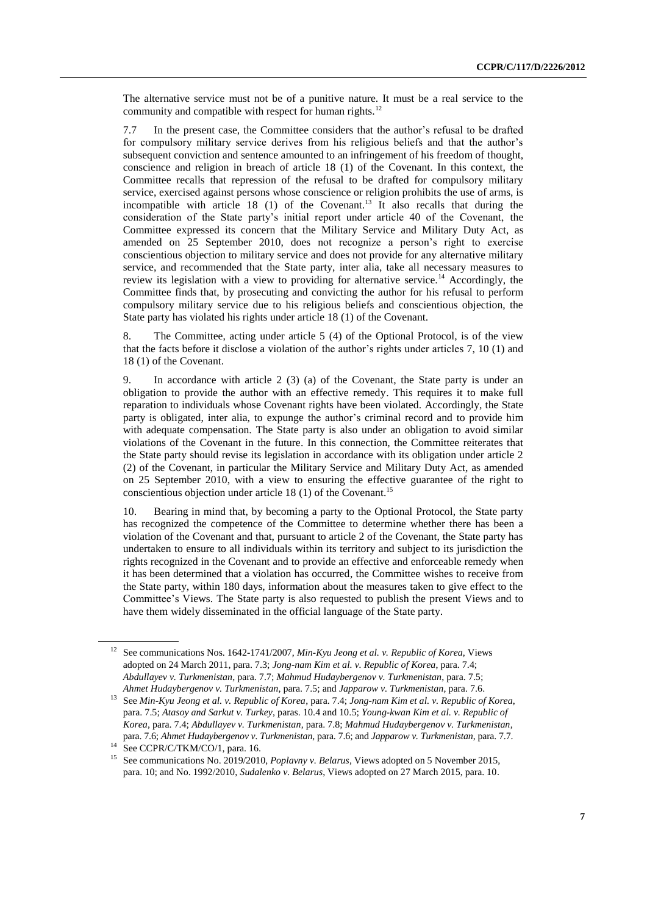The alternative service must not be of a punitive nature. It must be a real service to the community and compatible with respect for human rights.[12]

7.7 In the present case, the Committee considers that the author's refusal to be drafted for compulsory military service derives from his religious beliefs and that the author's subsequent conviction and sentence amounted to an infringement of his freedom of thought, conscience and religion in breach of article 18 (1) of the Covenant. In this context, the Committee recalls that repression of the refusal to be drafted for compulsory military service, exercised against persons whose conscience or religion prohibits the use of arms, is incompatible with article 18 (1) of the Covenant.[13] It also recalls that during the consideration of the State party's initial report under article 40 of the Covenant, the Committee expressed its concern that the Military Service and Military Duty Act, as amended on 25 September 2010, does not recognize a person's right to exercise conscientious objection to military service and does not provide for any alternative military service, and recommended that the State party, inter alia, take all necessary measures to review its legislation with a view to providing for alternative service.[14] Accordingly, the Committee finds that, by prosecuting and convicting the author for his refusal to perform compulsory military service due to his religious beliefs and conscientious objection, the State party has violated his rights under article 18 (1) of the Covenant.

8. The Committee, acting under article 5 (4) of the Optional Protocol, is of the view that the facts before it disclose a violation of the author's rights under articles 7, 10 (1) and 18 (1) of the Covenant.

9. In accordance with article 2 (3) (a) of the Covenant, the State party is under an obligation to provide the author with an effective remedy. This requires it to make full reparation to individuals whose Covenant rights have been violated. Accordingly, the State party is obligated, inter alia, to expunge the author's criminal record and to provide him with adequate compensation. The State party is also under an obligation to avoid similar violations of the Covenant in the future. In this connection, the Committee reiterates that the State party should revise its legislation in accordance with its obligation under article 2 (2) of the Covenant, in particular the Military Service and Military Duty Act, as amended on 25 September 2010, with a view to ensuring the effective guarantee of the right to conscientious objection under article 18 (1) of the Covenant.[15]

10. Bearing in mind that, by becoming a party to the Optional Protocol, the State party has recognized the competence of the Committee to determine whether there has been a violation of the Covenant and that, pursuant to article 2 of the Covenant, the State party has undertaken to ensure to all individuals within its territory and subject to its jurisdiction the rights recognized in the Covenant and to provide an effective and enforceable remedy when it has been determined that a violation has occurred, the Committee wishes to receive from the State party, within 180 days, information about the measures taken to give effect to the Committee's Views. The State party is also requested to publish the present Views and to have them widely disseminated in the official language of the State party.

---

[12] See communications Nos. 1642-1741/2007, *Min-Kyu Jeong et al. v. Republic of Korea*, Views adopted on 24 March 2011, para. 7.3; *Jong-nam Kim et al. v. Republic of Korea*, para. 7.4; *Abdullayev v. Turkmenistan*, para. 7.7; *Mahmud Hudaybergenov v. Turkmenistan*, para. 7.5; *Ahmet Hudaybergenov v. Turkmenistan*, para. 7.5; and *Japparow v. Turkmenistan*, para. 7.6.

[13] See *Min-Kyu Jeong et al. v. Republic of Korea*, para. 7.4; *Jong-nam Kim et al. v. Republic of Korea*, para. 7.5; *Atasoy and Sarkut v. Turkey*, paras. 10.4 and 10.5; *Young-kwan Kim et al. v. Republic of Korea*, para. 7.4; *Abdullayev v. Turkmenistan*, para. 7.8; *Mahmud Hudaybergenov v. Turkmenistan*, para. 7.6; *Ahmet Hudaybergenov v. Turkmenistan*, para. 7.6; and *Japparow v. Turkmenistan*, para. 7.7.

[14] See CCPR/C/TKM/CO/1, para. 16.

[15] See communications No. 2019/2010, *Poplavny v. Belarus*, Views adopted on 5 November 2015, para. 10; and No. 1992/2010, *Sudalenko v. Belarus*, Views adopted on 27 March 2015, para. 10.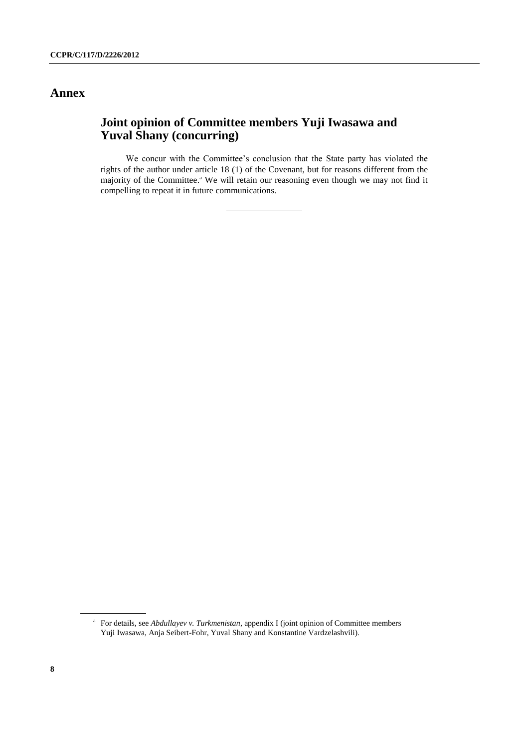# Annex

## Joint opinion of Committee members Yuji Iwasawa and Yuval Shany (concurring)

We concur with the Committee's conclusion that the State party has violated the rights of the author under article 18 (1) of the Covenant, but for reasons different from the majority of the Committee.[a] We will retain our reasoning even though we may not find it compelling to repeat it in future communications.

---

[a] For details, see *Abdullayev v. Turkmenistan*, appendix I (joint opinion of Committee members Yuji Iwasawa, Anja Seibert-Fohr, Yuval Shany and Konstantine Vardzelashvili).